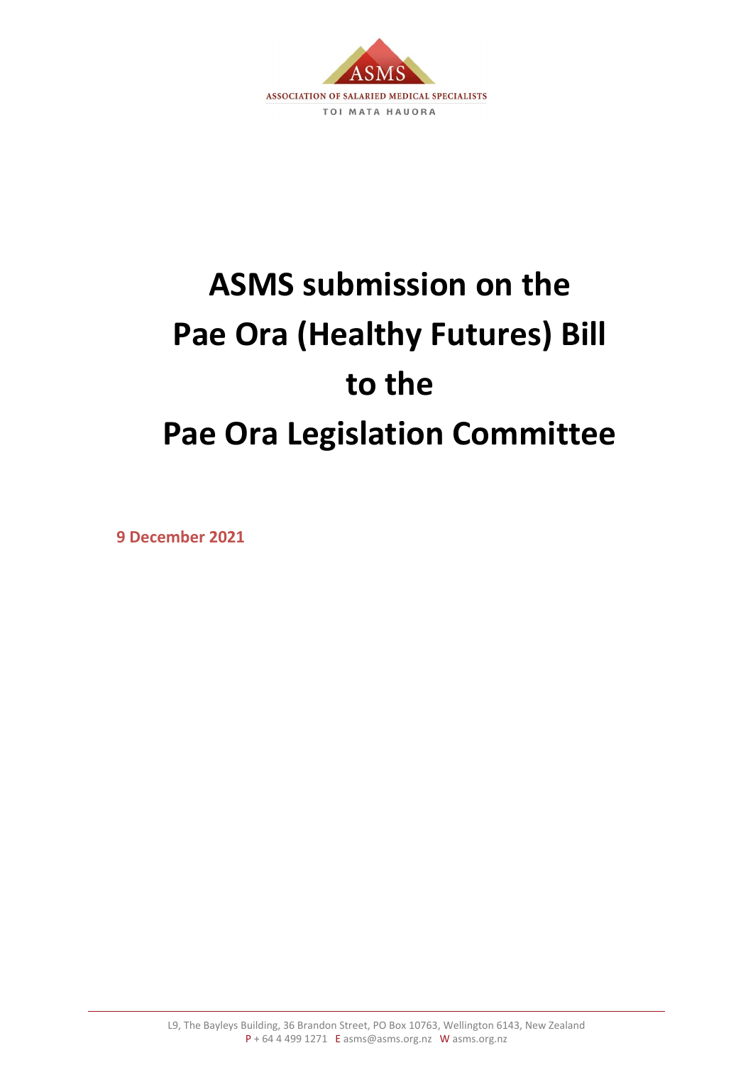ASSOCIATION OF SALARIED MEDICAL SPECIALISTS

TOI MATA HAUORA

# ASMS submission on the Pae Ora (Healthy Futures) Bill to the Pae Ora Legislation Committee

**9 December 2021**

L9, The Bayleys Building, 36 Brandon Street, PO Box 10763, Wellington 6143, New Zealand
P + 64 4 499 1271 E asms@asms.org.nz W asms.org.nz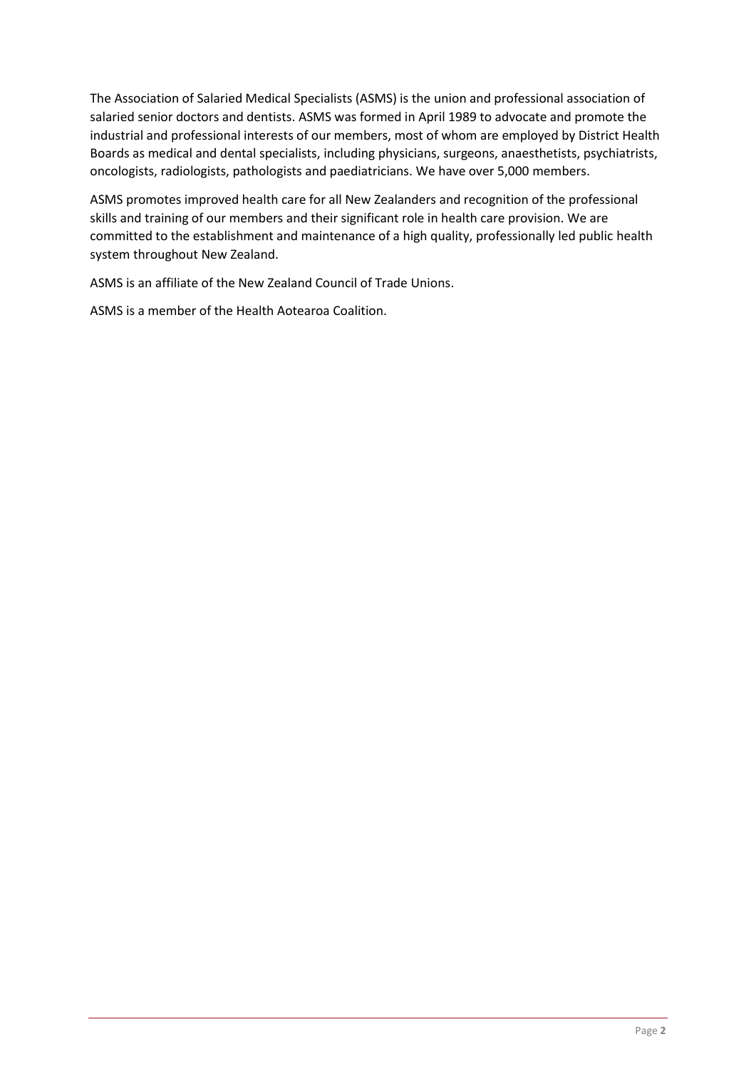The Association of Salaried Medical Specialists (ASMS) is the union and professional association of salaried senior doctors and dentists. ASMS was formed in April 1989 to advocate and promote the industrial and professional interests of our members, most of whom are employed by District Health Boards as medical and dental specialists, including physicians, surgeons, anaesthetists, psychiatrists, oncologists, radiologists, pathologists and paediatricians. We have over 5,000 members.

ASMS promotes improved health care for all New Zealanders and recognition of the professional skills and training of our members and their significant role in health care provision. We are committed to the establishment and maintenance of a high quality, professionally led public health system throughout New Zealand.

ASMS is an affiliate of the New Zealand Council of Trade Unions.

ASMS is a member of the Health Aotearoa Coalition.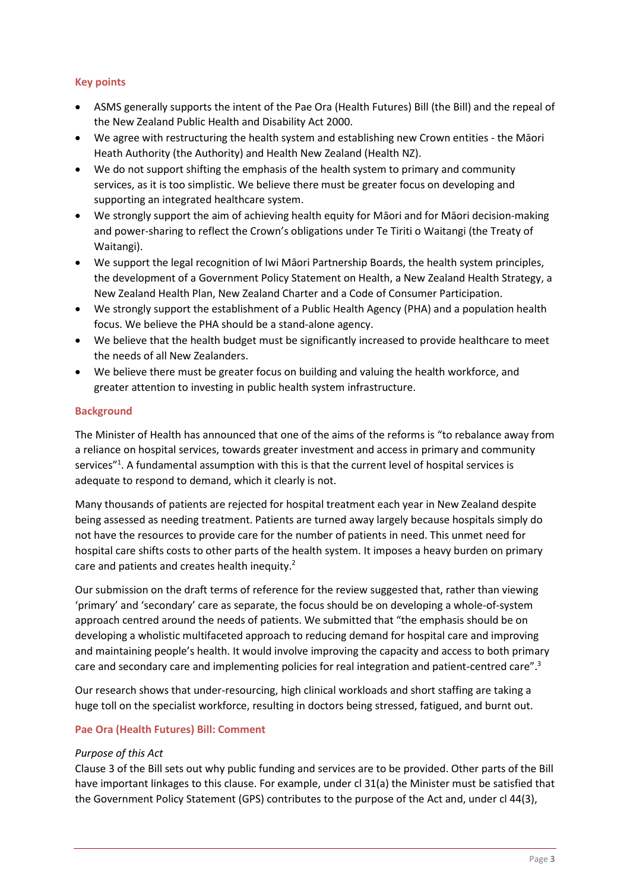## Key points

- ASMS generally supports the intent of the Pae Ora (Health Futures) Bill (the Bill) and the repeal of the New Zealand Public Health and Disability Act 2000.
- We agree with restructuring the health system and establishing new Crown entities - the Māori Heath Authority (the Authority) and Health New Zealand (Health NZ).
- We do not support shifting the emphasis of the health system to primary and community services, as it is too simplistic. We believe there must be greater focus on developing and supporting an integrated healthcare system.
- We strongly support the aim of achieving health equity for Māori and for Māori decision-making and power-sharing to reflect the Crown's obligations under Te Tiriti o Waitangi (the Treaty of Waitangi).
- We support the legal recognition of Iwi Māori Partnership Boards, the health system principles, the development of a Government Policy Statement on Health, a New Zealand Health Strategy, a New Zealand Health Plan, New Zealand Charter and a Code of Consumer Participation.
- We strongly support the establishment of a Public Health Agency (PHA) and a population health focus. We believe the PHA should be a stand-alone agency.
- We believe that the health budget must be significantly increased to provide healthcare to meet the needs of all New Zealanders.
- We believe there must be greater focus on building and valuing the health workforce, and greater attention to investing in public health system infrastructure.

## Background

The Minister of Health has announced that one of the aims of the reforms is "to rebalance away from a reliance on hospital services, towards greater investment and access in primary and community services"[1]. A fundamental assumption with this is that the current level of hospital services is adequate to respond to demand, which it clearly is not.

Many thousands of patients are rejected for hospital treatment each year in New Zealand despite being assessed as needing treatment. Patients are turned away largely because hospitals simply do not have the resources to provide care for the number of patients in need. This unmet need for hospital care shifts costs to other parts of the health system. It imposes a heavy burden on primary care and patients and creates health inequity.[2]

Our submission on the draft terms of reference for the review suggested that, rather than viewing 'primary' and 'secondary' care as separate, the focus should be on developing a whole-of-system approach centred around the needs of patients. We submitted that "the emphasis should be on developing a wholistic multifaceted approach to reducing demand for hospital care and improving and maintaining people's health. It would involve improving the capacity and access to both primary care and secondary care and implementing policies for real integration and patient-centred care".[3]

Our research shows that under-resourcing, high clinical workloads and short staffing are taking a huge toll on the specialist workforce, resulting in doctors being stressed, fatigued, and burnt out.

## Pae Ora (Health Futures) Bill: Comment

*Purpose of this Act*

Clause 3 of the Bill sets out why public funding and services are to be provided. Other parts of the Bill have important linkages to this clause. For example, under cl 31(a) the Minister must be satisfied that the Government Policy Statement (GPS) contributes to the purpose of the Act and, under cl 44(3),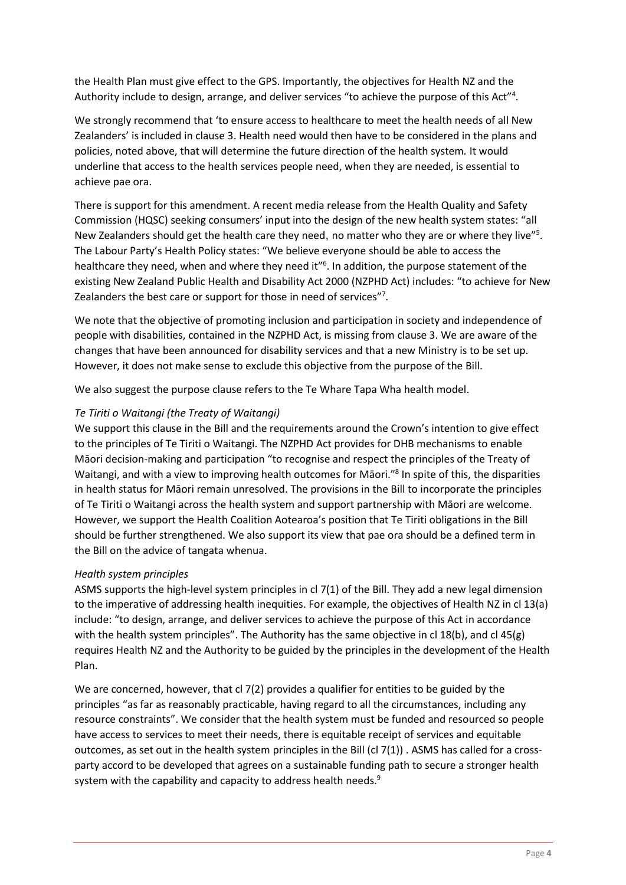the Health Plan must give effect to the GPS. Importantly, the objectives for Health NZ and the Authority include to design, arrange, and deliver services "to achieve the purpose of this Act"[4].

We strongly recommend that 'to ensure access to healthcare to meet the health needs of all New Zealanders' is included in clause 3. Health need would then have to be considered in the plans and policies, noted above, that will determine the future direction of the health system. It would underline that access to the health services people need, when they are needed, is essential to achieve pae ora.

There is support for this amendment. A recent media release from the Health Quality and Safety Commission (HQSC) seeking consumers' input into the design of the new health system states: "all New Zealanders should get the health care they need, no matter who they are or where they live"[5]. The Labour Party's Health Policy states: "We believe everyone should be able to access the healthcare they need, when and where they need it"[6]. In addition, the purpose statement of the existing New Zealand Public Health and Disability Act 2000 (NZPHD Act) includes: "to achieve for New Zealanders the best care or support for those in need of services"[7].

We note that the objective of promoting inclusion and participation in society and independence of people with disabilities, contained in the NZPHD Act, is missing from clause 3. We are aware of the changes that have been announced for disability services and that a new Ministry is to be set up. However, it does not make sense to exclude this objective from the purpose of the Bill.

We also suggest the purpose clause refers to the Te Whare Tapa Wha health model.

*Te Tiriti o Waitangi (the Treaty of Waitangi)*

We support this clause in the Bill and the requirements around the Crown's intention to give effect to the principles of Te Tiriti o Waitangi. The NZPHD Act provides for DHB mechanisms to enable Māori decision-making and participation "to recognise and respect the principles of the Treaty of Waitangi, and with a view to improving health outcomes for Māori."[8] In spite of this, the disparities in health status for Māori remain unresolved. The provisions in the Bill to incorporate the principles of Te Tiriti o Waitangi across the health system and support partnership with Māori are welcome. However, we support the Health Coalition Aotearoa's position that Te Tiriti obligations in the Bill should be further strengthened. We also support its view that pae ora should be a defined term in the Bill on the advice of tangata whenua.

*Health system principles*

ASMS supports the high-level system principles in cl 7(1) of the Bill. They add a new legal dimension to the imperative of addressing health inequities. For example, the objectives of Health NZ in cl 13(a) include: "to design, arrange, and deliver services to achieve the purpose of this Act in accordance with the health system principles". The Authority has the same objective in cl 18(b), and cl 45(g) requires Health NZ and the Authority to be guided by the principles in the development of the Health Plan.

We are concerned, however, that cl 7(2) provides a qualifier for entities to be guided by the principles "as far as reasonably practicable, having regard to all the circumstances, including any resource constraints". We consider that the health system must be funded and resourced so people have access to services to meet their needs, there is equitable receipt of services and equitable outcomes, as set out in the health system principles in the Bill (cl 7(1)) . ASMS has called for a cross-party accord to be developed that agrees on a sustainable funding path to secure a stronger health system with the capability and capacity to address health needs.[9]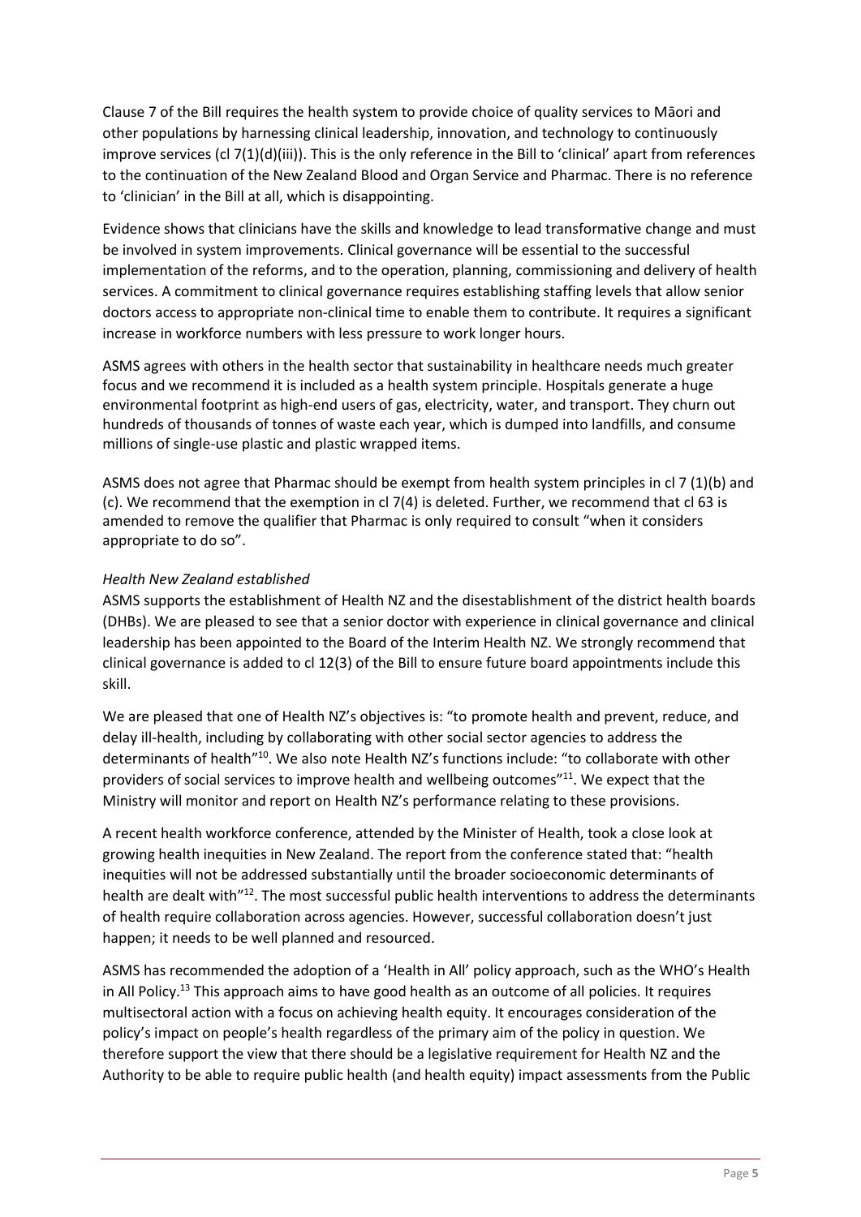Clause 7 of the Bill requires the health system to provide choice of quality services to Māori and other populations by harnessing clinical leadership, innovation, and technology to continuously improve services (cl 7(1)(d)(iii)). This is the only reference in the Bill to 'clinical' apart from references to the continuation of the New Zealand Blood and Organ Service and Pharmac. There is no reference to 'clinician' in the Bill at all, which is disappointing.

Evidence shows that clinicians have the skills and knowledge to lead transformative change and must be involved in system improvements. Clinical governance will be essential to the successful implementation of the reforms, and to the operation, planning, commissioning and delivery of health services. A commitment to clinical governance requires establishing staffing levels that allow senior doctors access to appropriate non-clinical time to enable them to contribute. It requires a significant increase in workforce numbers with less pressure to work longer hours.

ASMS agrees with others in the health sector that sustainability in healthcare needs much greater focus and we recommend it is included as a health system principle. Hospitals generate a huge environmental footprint as high-end users of gas, electricity, water, and transport. They churn out hundreds of thousands of tonnes of waste each year, which is dumped into landfills, and consume millions of single-use plastic and plastic wrapped items.

ASMS does not agree that Pharmac should be exempt from health system principles in cl 7 (1)(b) and (c). We recommend that the exemption in cl 7(4) is deleted. Further, we recommend that cl 63 is amended to remove the qualifier that Pharmac is only required to consult "when it considers appropriate to do so".

*Health New Zealand established*

ASMS supports the establishment of Health NZ and the disestablishment of the district health boards (DHBs). We are pleased to see that a senior doctor with experience in clinical governance and clinical leadership has been appointed to the Board of the Interim Health NZ. We strongly recommend that clinical governance is added to cl 12(3) of the Bill to ensure future board appointments include this skill.

We are pleased that one of Health NZ's objectives is: "to promote health and prevent, reduce, and delay ill-health, including by collaborating with other social sector agencies to address the determinants of health"[10]. We also note Health NZ's functions include: "to collaborate with other providers of social services to improve health and wellbeing outcomes"[11]. We expect that the Ministry will monitor and report on Health NZ's performance relating to these provisions.

A recent health workforce conference, attended by the Minister of Health, took a close look at growing health inequities in New Zealand. The report from the conference stated that: "health inequities will not be addressed substantially until the broader socioeconomic determinants of health are dealt with"[12]. The most successful public health interventions to address the determinants of health require collaboration across agencies. However, successful collaboration doesn't just happen; it needs to be well planned and resourced.

ASMS has recommended the adoption of a 'Health in All' policy approach, such as the WHO's Health in All Policy.[13] This approach aims to have good health as an outcome of all policies. It requires multisectoral action with a focus on achieving health equity. It encourages consideration of the policy's impact on people's health regardless of the primary aim of the policy in question. We therefore support the view that there should be a legislative requirement for Health NZ and the Authority to be able to require public health (and health equity) impact assessments from the Public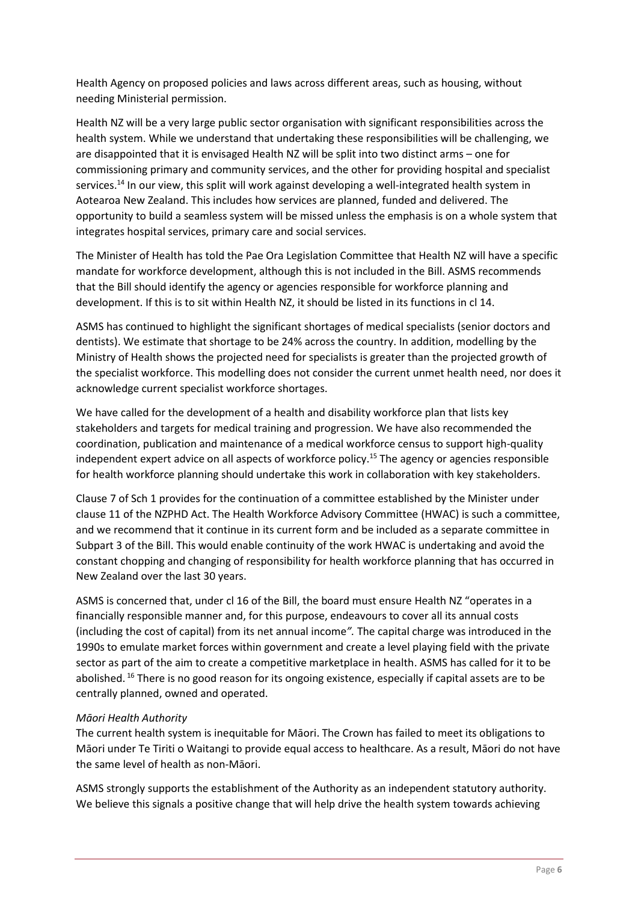Health Agency on proposed policies and laws across different areas, such as housing, without needing Ministerial permission.

Health NZ will be a very large public sector organisation with significant responsibilities across the health system. While we understand that undertaking these responsibilities will be challenging, we are disappointed that it is envisaged Health NZ will be split into two distinct arms – one for commissioning primary and community services, and the other for providing hospital and specialist services.[14] In our view, this split will work against developing a well-integrated health system in Aotearoa New Zealand. This includes how services are planned, funded and delivered. The opportunity to build a seamless system will be missed unless the emphasis is on a whole system that integrates hospital services, primary care and social services.

The Minister of Health has told the Pae Ora Legislation Committee that Health NZ will have a specific mandate for workforce development, although this is not included in the Bill. ASMS recommends that the Bill should identify the agency or agencies responsible for workforce planning and development. If this is to sit within Health NZ, it should be listed in its functions in cl 14.

ASMS has continued to highlight the significant shortages of medical specialists (senior doctors and dentists). We estimate that shortage to be 24% across the country. In addition, modelling by the Ministry of Health shows the projected need for specialists is greater than the projected growth of the specialist workforce. This modelling does not consider the current unmet health need, nor does it acknowledge current specialist workforce shortages.

We have called for the development of a health and disability workforce plan that lists key stakeholders and targets for medical training and progression. We have also recommended the coordination, publication and maintenance of a medical workforce census to support high-quality independent expert advice on all aspects of workforce policy.[15] The agency or agencies responsible for health workforce planning should undertake this work in collaboration with key stakeholders.

Clause 7 of Sch 1 provides for the continuation of a committee established by the Minister under clause 11 of the NZPHD Act. The Health Workforce Advisory Committee (HWAC) is such a committee, and we recommend that it continue in its current form and be included as a separate committee in Subpart 3 of the Bill. This would enable continuity of the work HWAC is undertaking and avoid the constant chopping and changing of responsibility for health workforce planning that has occurred in New Zealand over the last 30 years.

ASMS is concerned that, under cl 16 of the Bill, the board must ensure Health NZ "operates in a financially responsible manner and, for this purpose, endeavours to cover all its annual costs (including the cost of capital) from its net annual income*"*. The capital charge was introduced in the 1990s to emulate market forces within government and create a level playing field with the private sector as part of the aim to create a competitive marketplace in health. ASMS has called for it to be abolished.[16] There is no good reason for its ongoing existence, especially if capital assets are to be centrally planned, owned and operated.

*Māori Health Authority*

The current health system is inequitable for Māori. The Crown has failed to meet its obligations to Māori under Te Tiriti o Waitangi to provide equal access to healthcare. As a result, Māori do not have the same level of health as non-Māori.

ASMS strongly supports the establishment of the Authority as an independent statutory authority. We believe this signals a positive change that will help drive the health system towards achieving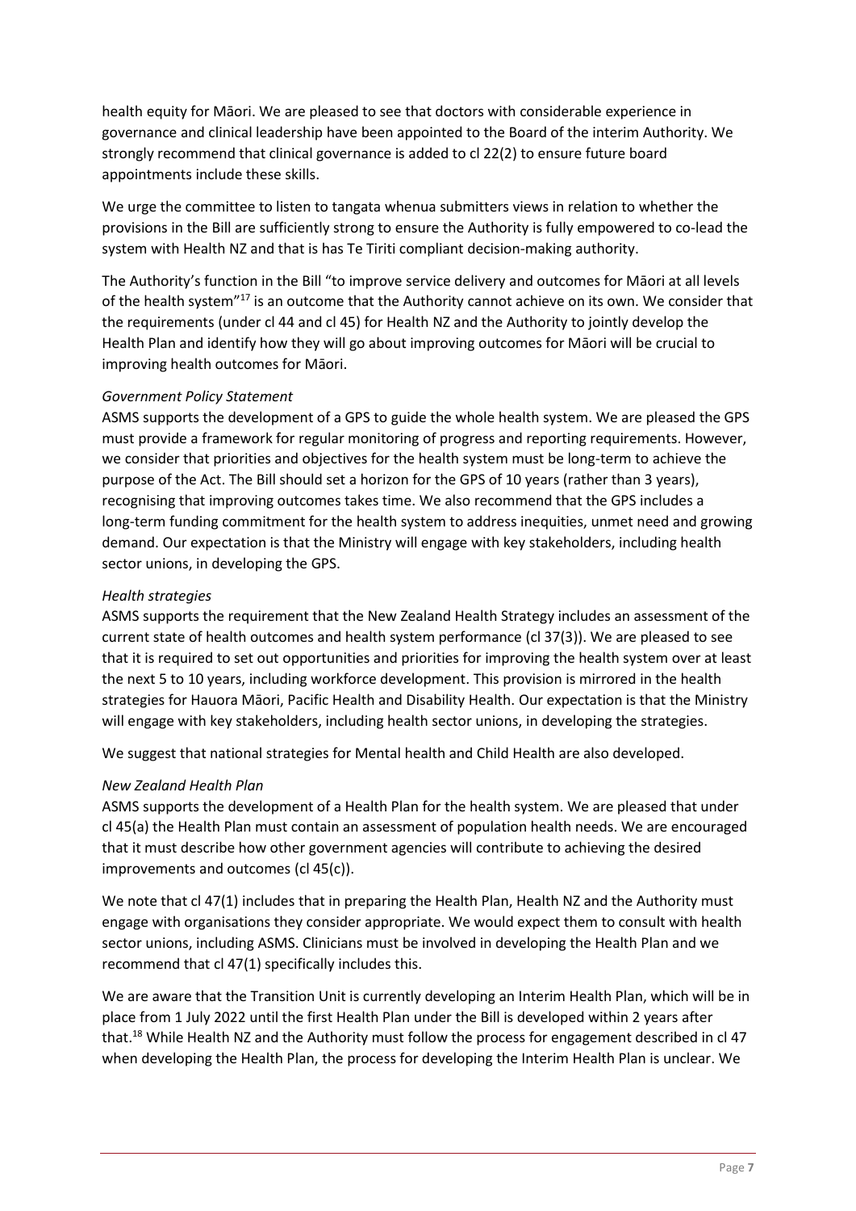health equity for Māori. We are pleased to see that doctors with considerable experience in governance and clinical leadership have been appointed to the Board of the interim Authority. We strongly recommend that clinical governance is added to cl 22(2) to ensure future board appointments include these skills.

We urge the committee to listen to tangata whenua submitters views in relation to whether the provisions in the Bill are sufficiently strong to ensure the Authority is fully empowered to co-lead the system with Health NZ and that is has Te Tiriti compliant decision-making authority.

The Authority's function in the Bill "to improve service delivery and outcomes for Māori at all levels of the health system"[17] is an outcome that the Authority cannot achieve on its own. We consider that the requirements (under cl 44 and cl 45) for Health NZ and the Authority to jointly develop the Health Plan and identify how they will go about improving outcomes for Māori will be crucial to improving health outcomes for Māori.

*Government Policy Statement*

ASMS supports the development of a GPS to guide the whole health system. We are pleased the GPS must provide a framework for regular monitoring of progress and reporting requirements. However, we consider that priorities and objectives for the health system must be long-term to achieve the purpose of the Act. The Bill should set a horizon for the GPS of 10 years (rather than 3 years), recognising that improving outcomes takes time. We also recommend that the GPS includes a long-term funding commitment for the health system to address inequities, unmet need and growing demand. Our expectation is that the Ministry will engage with key stakeholders, including health sector unions, in developing the GPS.

*Health strategies*

ASMS supports the requirement that the New Zealand Health Strategy includes an assessment of the current state of health outcomes and health system performance (cl 37(3)). We are pleased to see that it is required to set out opportunities and priorities for improving the health system over at least the next 5 to 10 years, including workforce development. This provision is mirrored in the health strategies for Hauora Māori, Pacific Health and Disability Health. Our expectation is that the Ministry will engage with key stakeholders, including health sector unions, in developing the strategies.

We suggest that national strategies for Mental health and Child Health are also developed.

*New Zealand Health Plan*

ASMS supports the development of a Health Plan for the health system. We are pleased that under cl 45(a) the Health Plan must contain an assessment of population health needs. We are encouraged that it must describe how other government agencies will contribute to achieving the desired improvements and outcomes (cl 45(c)).

We note that cl 47(1) includes that in preparing the Health Plan, Health NZ and the Authority must engage with organisations they consider appropriate. We would expect them to consult with health sector unions, including ASMS. Clinicians must be involved in developing the Health Plan and we recommend that cl 47(1) specifically includes this.

We are aware that the Transition Unit is currently developing an Interim Health Plan, which will be in place from 1 July 2022 until the first Health Plan under the Bill is developed within 2 years after that.[18] While Health NZ and the Authority must follow the process for engagement described in cl 47 when developing the Health Plan, the process for developing the Interim Health Plan is unclear. We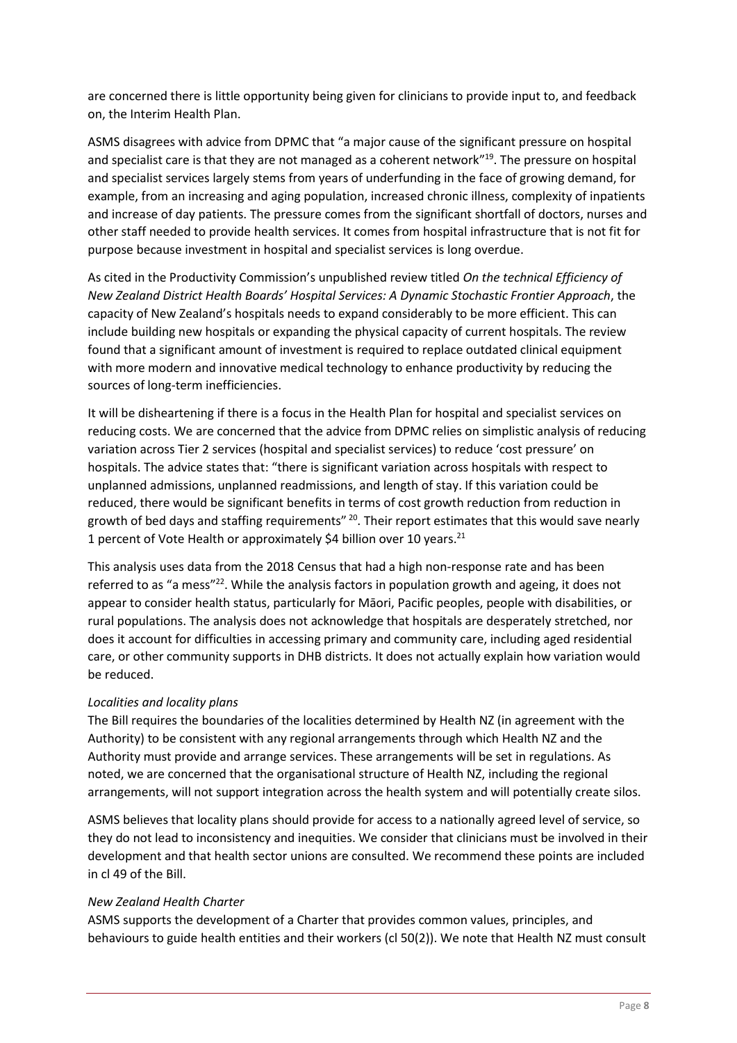are concerned there is little opportunity being given for clinicians to provide input to, and feedback on, the Interim Health Plan.

ASMS disagrees with advice from DPMC that "a major cause of the significant pressure on hospital and specialist care is that they are not managed as a coherent network"[19]. The pressure on hospital and specialist services largely stems from years of underfunding in the face of growing demand, for example, from an increasing and aging population, increased chronic illness, complexity of inpatients and increase of day patients. The pressure comes from the significant shortfall of doctors, nurses and other staff needed to provide health services. It comes from hospital infrastructure that is not fit for purpose because investment in hospital and specialist services is long overdue.

As cited in the Productivity Commission's unpublished review titled *On the technical Efficiency of New Zealand District Health Boards' Hospital Services: A Dynamic Stochastic Frontier Approach*, the capacity of New Zealand's hospitals needs to expand considerably to be more efficient. This can include building new hospitals or expanding the physical capacity of current hospitals. The review found that a significant amount of investment is required to replace outdated clinical equipment with more modern and innovative medical technology to enhance productivity by reducing the sources of long-term inefficiencies.

It will be disheartening if there is a focus in the Health Plan for hospital and specialist services on reducing costs. We are concerned that the advice from DPMC relies on simplistic analysis of reducing variation across Tier 2 services (hospital and specialist services) to reduce 'cost pressure' on hospitals. The advice states that: "there is significant variation across hospitals with respect to unplanned admissions, unplanned readmissions, and length of stay. If this variation could be reduced, there would be significant benefits in terms of cost growth reduction from reduction in growth of bed days and staffing requirements" [20]. Their report estimates that this would save nearly 1 percent of Vote Health or approximately $4 billion over 10 years.[21]

This analysis uses data from the 2018 Census that had a high non-response rate and has been referred to as "a mess"[22]. While the analysis factors in population growth and ageing, it does not appear to consider health status, particularly for Māori, Pacific peoples, people with disabilities, or rural populations. The analysis does not acknowledge that hospitals are desperately stretched, nor does it account for difficulties in accessing primary and community care, including aged residential care, or other community supports in DHB districts. It does not actually explain how variation would be reduced.

*Localities and locality plans*

The Bill requires the boundaries of the localities determined by Health NZ (in agreement with the Authority) to be consistent with any regional arrangements through which Health NZ and the Authority must provide and arrange services. These arrangements will be set in regulations. As noted, we are concerned that the organisational structure of Health NZ, including the regional arrangements, will not support integration across the health system and will potentially create silos.

ASMS believes that locality plans should provide for access to a nationally agreed level of service, so they do not lead to inconsistency and inequities. We consider that clinicians must be involved in their development and that health sector unions are consulted. We recommend these points are included in cl 49 of the Bill.

*New Zealand Health Charter*

ASMS supports the development of a Charter that provides common values, principles, and behaviours to guide health entities and their workers (cl 50(2)). We note that Health NZ must consult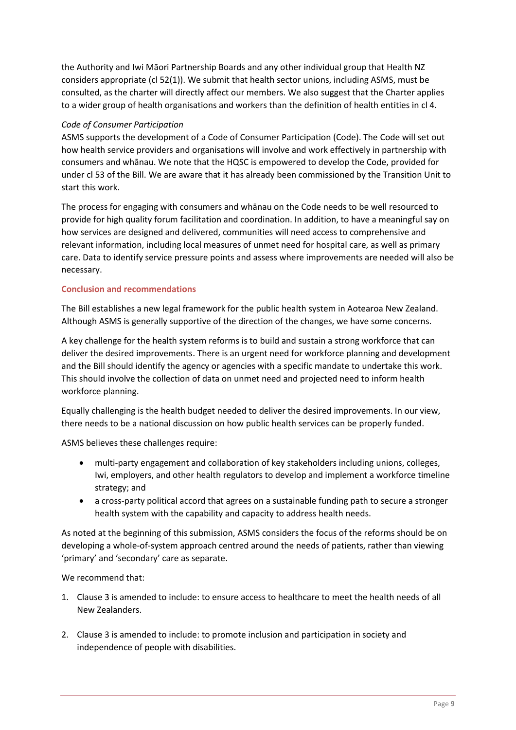the Authority and Iwi Māori Partnership Boards and any other individual group that Health NZ considers appropriate (cl 52(1)). We submit that health sector unions, including ASMS, must be consulted, as the charter will directly affect our members. We also suggest that the Charter applies to a wider group of health organisations and workers than the definition of health entities in cl 4.

*Code of Consumer Participation*

ASMS supports the development of a Code of Consumer Participation (Code). The Code will set out how health service providers and organisations will involve and work effectively in partnership with consumers and whānau. We note that the HQSC is empowered to develop the Code, provided for under cl 53 of the Bill. We are aware that it has already been commissioned by the Transition Unit to start this work.

The process for engaging with consumers and whānau on the Code needs to be well resourced to provide for high quality forum facilitation and coordination. In addition, to have a meaningful say on how services are designed and delivered, communities will need access to comprehensive and relevant information, including local measures of unmet need for hospital care, as well as primary care. Data to identify service pressure points and assess where improvements are needed will also be necessary.

## Conclusion and recommendations

The Bill establishes a new legal framework for the public health system in Aotearoa New Zealand. Although ASMS is generally supportive of the direction of the changes, we have some concerns.

A key challenge for the health system reforms is to build and sustain a strong workforce that can deliver the desired improvements. There is an urgent need for workforce planning and development and the Bill should identify the agency or agencies with a specific mandate to undertake this work. This should involve the collection of data on unmet need and projected need to inform health workforce planning.

Equally challenging is the health budget needed to deliver the desired improvements. In our view, there needs to be a national discussion on how public health services can be properly funded.

ASMS believes these challenges require:

- multi-party engagement and collaboration of key stakeholders including unions, colleges, Iwi, employers, and other health regulators to develop and implement a workforce timeline strategy; and
- a cross-party political accord that agrees on a sustainable funding path to secure a stronger health system with the capability and capacity to address health needs.

As noted at the beginning of this submission, ASMS considers the focus of the reforms should be on developing a whole-of-system approach centred around the needs of patients, rather than viewing 'primary' and 'secondary' care as separate.

We recommend that:

1. Clause 3 is amended to include: to ensure access to healthcare to meet the health needs of all New Zealanders.
2. Clause 3 is amended to include: to promote inclusion and participation in society and independence of people with disabilities.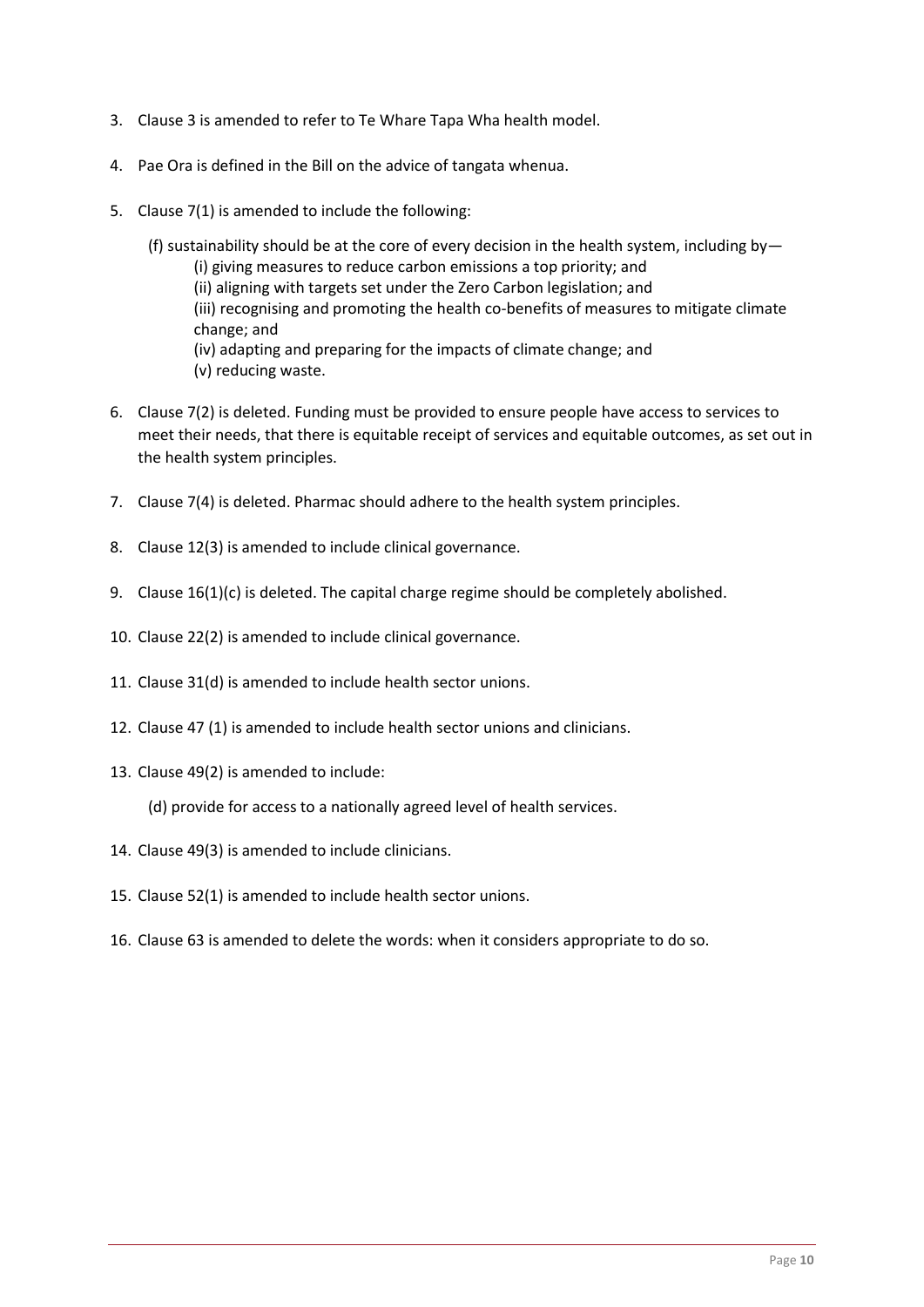3. Clause 3 is amended to refer to Te Whare Tapa Wha health model.

4. Pae Ora is defined in the Bill on the advice of tangata whenua.

5. Clause 7(1) is amended to include the following:

   (f) sustainability should be at the core of every decision in the health system, including by—
      (i) giving measures to reduce carbon emissions a top priority; and
      (ii) aligning with targets set under the Zero Carbon legislation; and
      (iii) recognising and promoting the health co-benefits of measures to mitigate climate change; and
      (iv) adapting and preparing for the impacts of climate change; and
      (v) reducing waste.

6. Clause 7(2) is deleted. Funding must be provided to ensure people have access to services to meet their needs, that there is equitable receipt of services and equitable outcomes, as set out in the health system principles.

7. Clause 7(4) is deleted. Pharmac should adhere to the health system principles.

8. Clause 12(3) is amended to include clinical governance.

9. Clause 16(1)(c) is deleted. The capital charge regime should be completely abolished.

10. Clause 22(2) is amended to include clinical governance.

11. Clause 31(d) is amended to include health sector unions.

12. Clause 47 (1) is amended to include health sector unions and clinicians.

13. Clause 49(2) is amended to include:

    (d) provide for access to a nationally agreed level of health services.

14. Clause 49(3) is amended to include clinicians.

15. Clause 52(1) is amended to include health sector unions.

16. Clause 63 is amended to delete the words: when it considers appropriate to do so.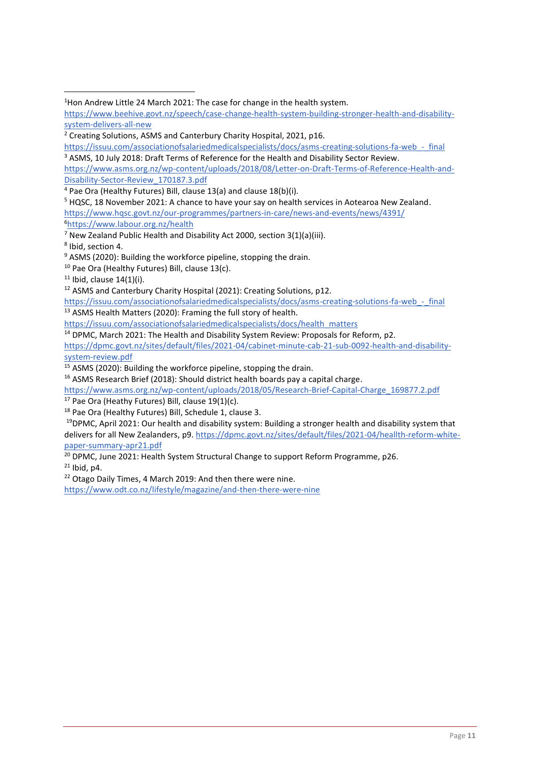[1]Hon Andrew Little 24 March 2021: The case for change in the health system. https://www.beehive.govt.nz/speech/case-change-health-system-building-stronger-health-and-disability-system-delivers-all-new

[2] Creating Solutions, ASMS and Canterbury Charity Hospital, 2021, p16. https://issuu.com/associationofsalariedmedicalspecialists/docs/asms-creating-solutions-fa-web_-_final

[3] ASMS, 10 July 2018: Draft Terms of Reference for the Health and Disability Sector Review. https://www.asms.org.nz/wp-content/uploads/2018/08/Letter-on-Draft-Terms-of-Reference-Health-and-Disability-Sector-Review_170187.3.pdf

[4] Pae Ora (Healthy Futures) Bill, clause 13(a) and clause 18(b)(i).

[5] HQSC, 18 November 2021: A chance to have your say on health services in Aotearoa New Zealand. https://www.hqsc.govt.nz/our-programmes/partners-in-care/news-and-events/news/4391/

[6]https://www.labour.org.nz/health

[7] New Zealand Public Health and Disability Act 2000, section 3(1)(a)(iii).

[8] Ibid, section 4.

[9] ASMS (2020): Building the workforce pipeline, stopping the drain.

[10] Pae Ora (Healthy Futures) Bill, clause 13(c).

[11] Ibid, clause 14(1)(i).

[12] ASMS and Canterbury Charity Hospital (2021): Creating Solutions, p12. https://issuu.com/associationofsalariedmedicalspecialists/docs/asms-creating-solutions-fa-web_-_final

[13] ASMS Health Matters (2020): Framing the full story of health. https://issuu.com/associationofsalariedmedicalspecialists/docs/health_matters

[14] DPMC, March 2021: The Health and Disability System Review: Proposals for Reform, p2. https://dpmc.govt.nz/sites/default/files/2021-04/cabinet-minute-cab-21-sub-0092-health-and-disability-system-review.pdf

[15] ASMS (2020): Building the workforce pipeline, stopping the drain.

[16] ASMS Research Brief (2018): Should district health boards pay a capital charge. https://www.asms.org.nz/wp-content/uploads/2018/05/Research-Brief-Capital-Charge_169877.2.pdf

[17] Pae Ora (Heathy Futures) Bill, clause 19(1)(c).

[18] Pae Ora (Healthy Futures) Bill, Schedule 1, clause 3.

[19]DPMC, April 2021: Our health and disability system: Building a stronger health and disability system that delivers for all New Zealanders, p9. https://dpmc.govt.nz/sites/default/files/2021-04/heallth-reform-white-paper-summary-apr21.pdf

[20] DPMC, June 2021: Health System Structural Change to support Reform Programme, p26.

[21] Ibid, p4.

[22] Otago Daily Times, 4 March 2019: And then there were nine. https://www.odt.co.nz/lifestyle/magazine/and-then-there-were-nine